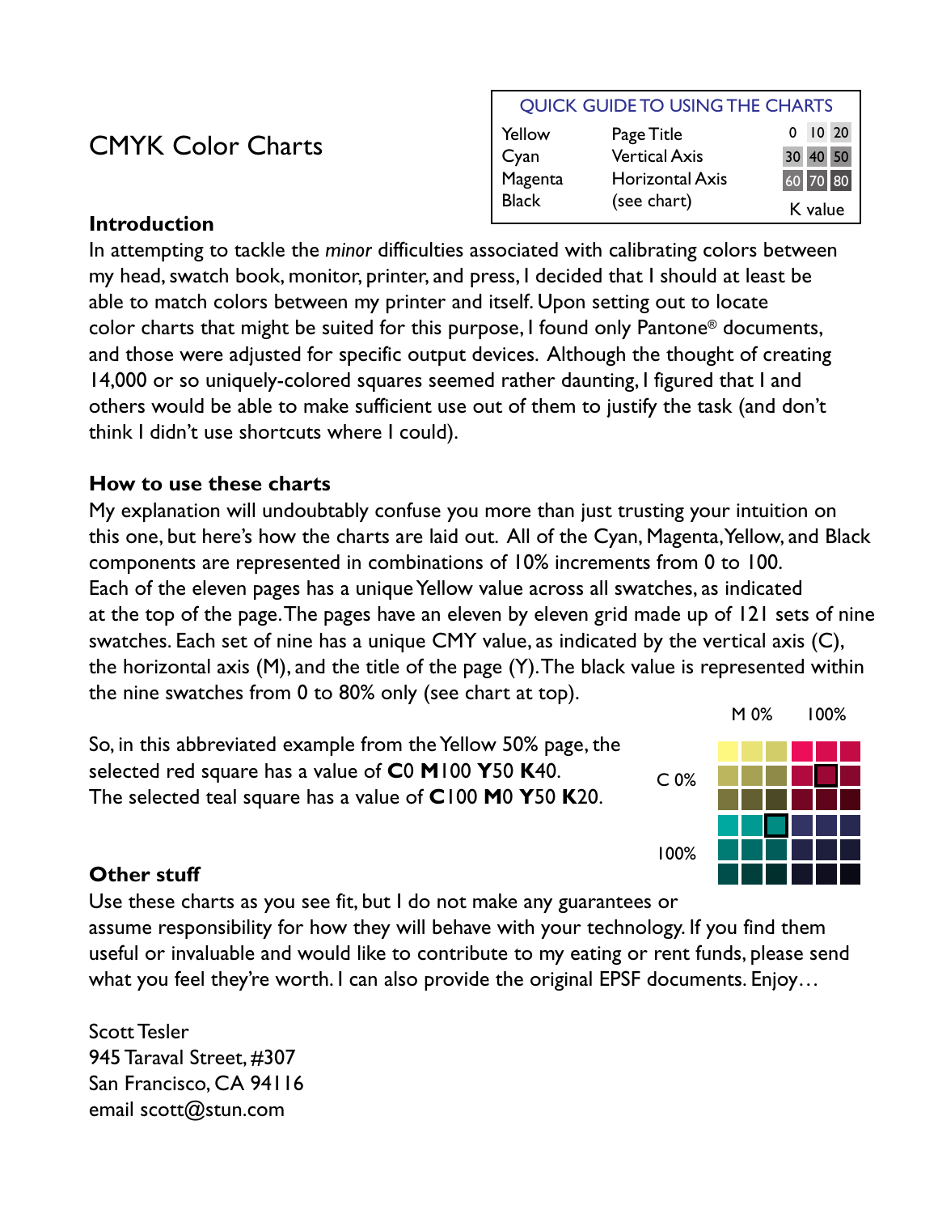# CMYK Color Charts

| QUICK GUIDE TO USING THE CHARTS | | |
|---|---|---|
| Yellow | Page Title | 0 10 20 |
| Cyan | Vertical Axis | 30 40 50 |
| Magenta | Horizontal Axis | 60 70 80 |
| Black | (see chart) | K value |

### Introduction

In attempting to tackle the *minor* difficulties associated with calibrating colors between my head, swatch book, monitor, printer, and press, I decided that I should at least be able to match colors between my printer and itself. Upon setting out to locate color charts that might be suited for this purpose, I found only Pantone® documents, and those were adjusted for specific output devices. Although the thought of creating 14,000 or so uniquely-colored squares seemed rather daunting, I figured that I and others would be able to make sufficient use out of them to justify the task (and don't think I didn't use shortcuts where I could).

### How to use these charts

My explanation will undoubtably confuse you more than just trusting your intuition on this one, but here's how the charts are laid out. All of the Cyan, Magenta, Yellow, and Black components are represented in combinations of 10% increments from 0 to 100. Each of the eleven pages has a unique Yellow value across all swatches, as indicated at the top of the page. The pages have an eleven by eleven grid made up of 121 sets of nine swatches. Each set of nine has a unique CMY value, as indicated by the vertical axis (C), the horizontal axis (M), and the title of the page (Y). The black value is represented within the nine swatches from 0 to 80% only (see chart at top).

So, in this abbreviated example from the Yellow 50% page, the selected red square has a value of **C**0 **M**100 **Y**50 **K**40. The selected teal square has a value of **C**100 **M**0 **Y**50 **K**20.

M 0% 100%

C 0%

100%

### Other stuff

Use these charts as you see fit, but I do not make any guarantees or assume responsibility for how they will behave with your technology. If you find them useful or invaluable and would like to contribute to my eating or rent funds, please send what you feel they're worth. I can also provide the original EPSF documents. Enjoy…

Scott Tesler
945 Taraval Street, #307
San Francisco, CA 94116
email scott@stun.com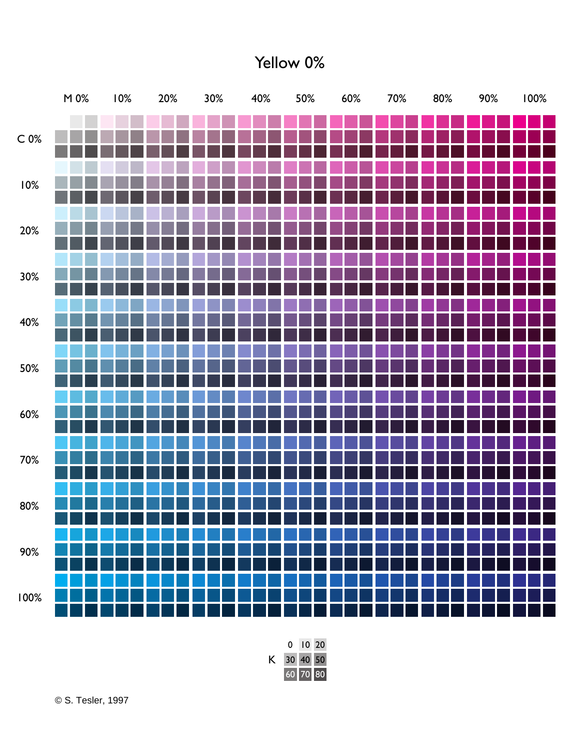# Yellow 0%

M 0% | 10% | 20% | 30% | 40% | 50% | 60% | 70% | 80% | 90% | 100%

C 0%

10%

20%

30%

40%

50%

60%

70%

80%

90%

100%

| | | | |
|---|---|---|---|
| K | 0 | 10 | 20 |
| | 30 | 40 | 50 |
| | 60 | 70 | 80 |

© S. Tesler, 1997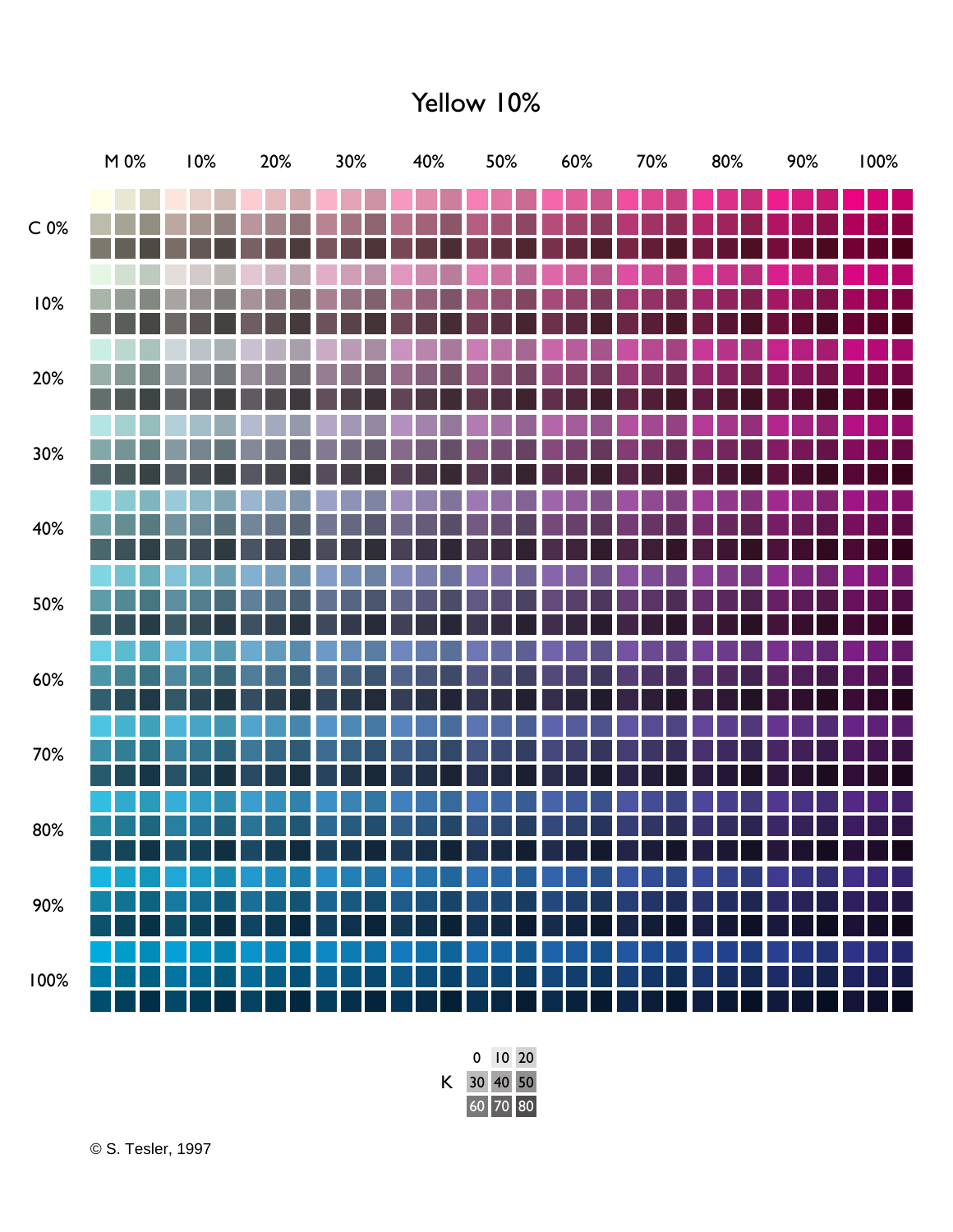# Yellow 10%

M 0% | 10% | 20% | 30% | 40% | 50% | 60% | 70% | 80% | 90% | 100%

C 0%

10%

20%

30%

40%

50%

60%

70%

80%

90%

100%

| | | | |
|---|---|---|---|
| | 0 | 10 | 20 |
| K | 30 | 40 | 50 |
| | 60 | 70 | 80 |

© S. Tesler, 1997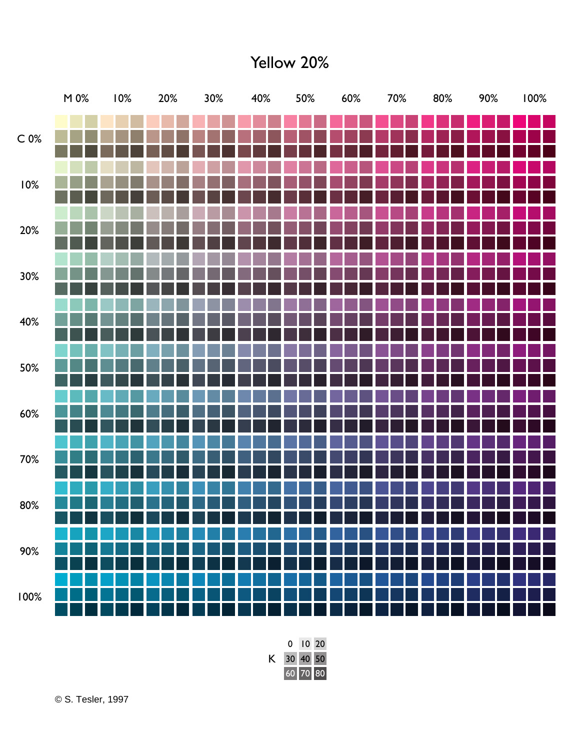# Yellow 20%

M 0% | 10% | 20% | 30% | 40% | 50% | 60% | 70% | 80% | 90% | 100%

C 0%

10%

20%

30%

40%

50%

60%

70%

80%

90%

100%

K

| 0 | 10 | 20 |
|---|---|---|
| 30 | 40 | 50 |
| 60 | 70 | 80 |

© S. Tesler, 1997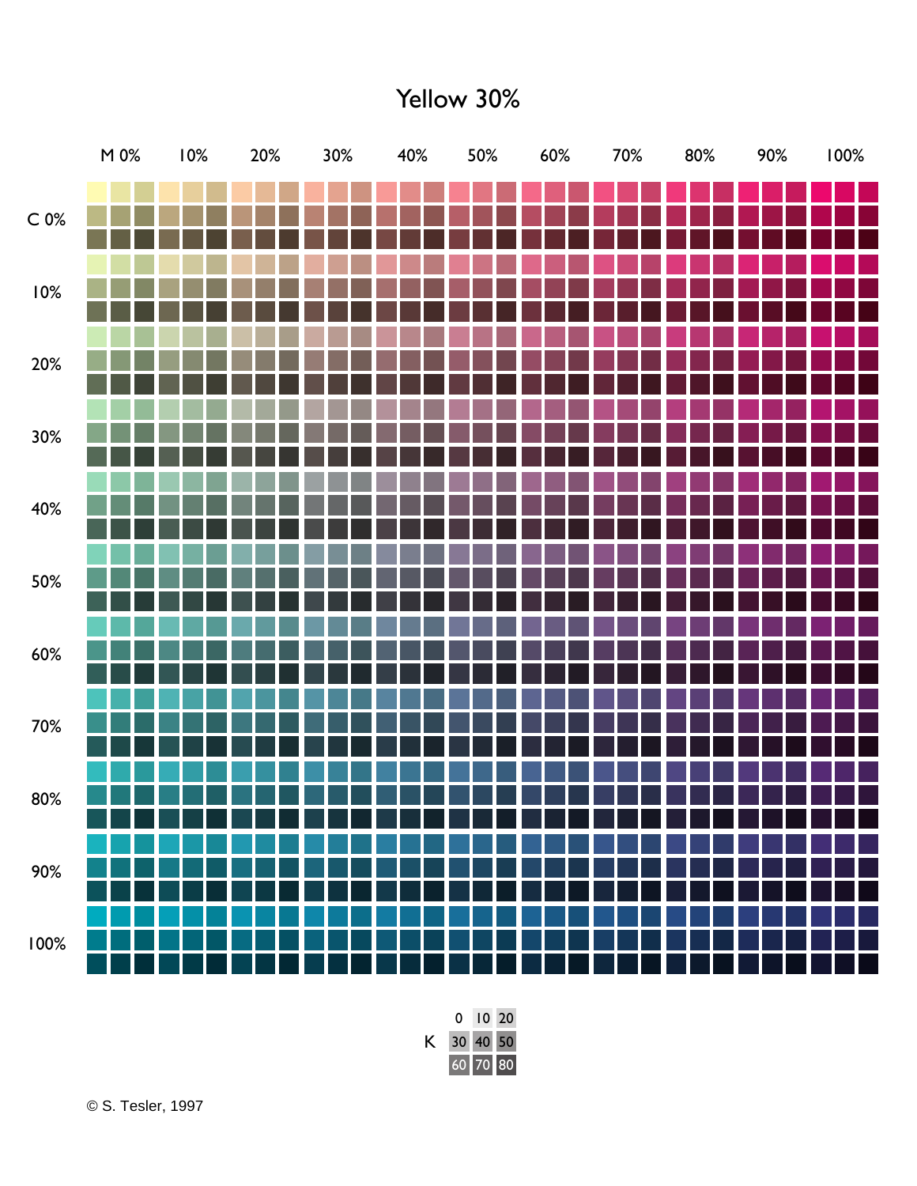# Yellow 30%

M 0% 10% 20% 30% 40% 50% 60% 70% 80% 90% 100%

C 0%

10%

20%

30%

40%

50%

60%

70%

80%

90%

100%

| | | | |
|---|---|---|---|
| | 0 | 10 | 20 |
| K | 30 | 40 | 50 |
| | 60 | 70 | 80 |

© S. Tesler, 1997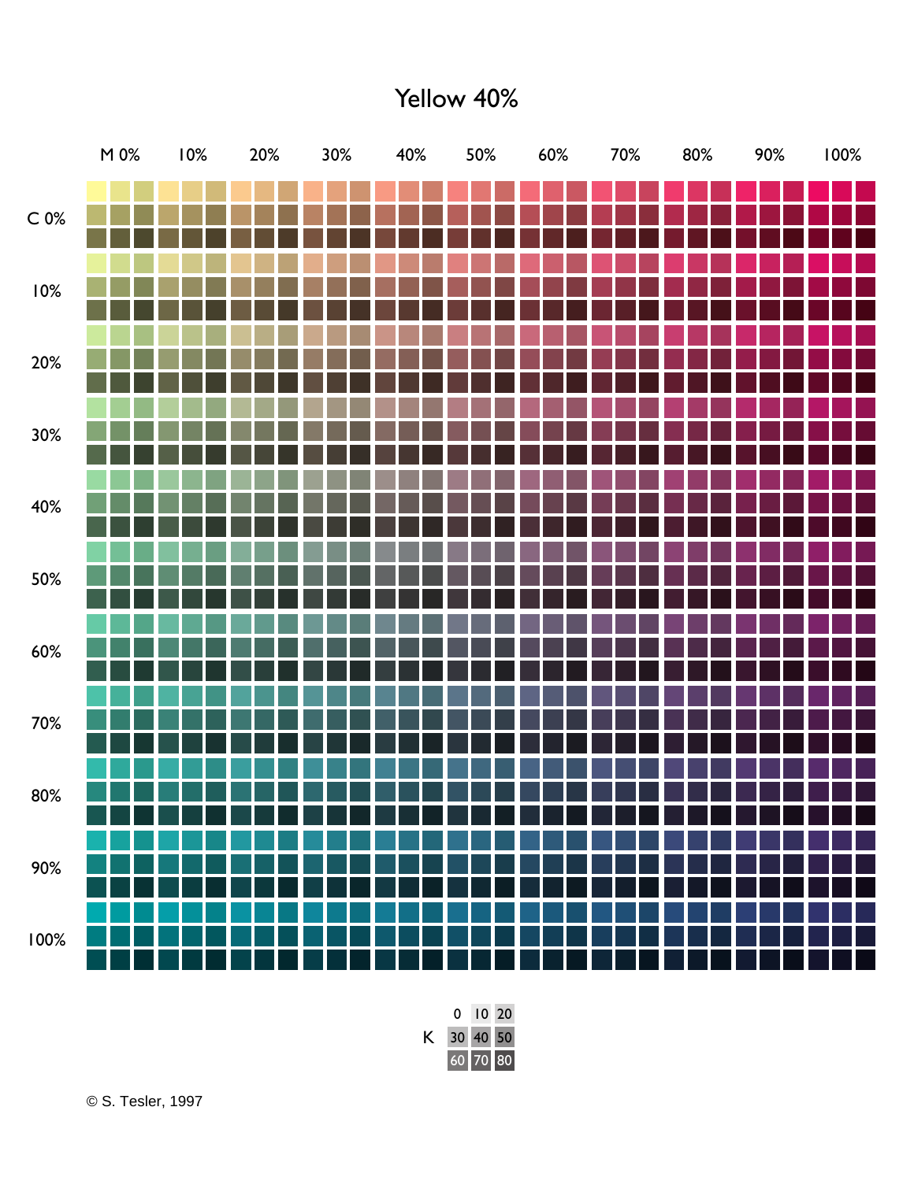# Yellow 40%

M 0% 10% 20% 30% 40% 50% 60% 70% 80% 90% 100%

C 0%

10%

20%

30%

40%

50%

60%

70%

80%

90%

100%

| | | | |
|---|---|---|---|
| K | 0 | 10 | 20 |
| | 30 | 40 | 50 |
| | 60 | 70 | 80 |

© S. Tesler, 1997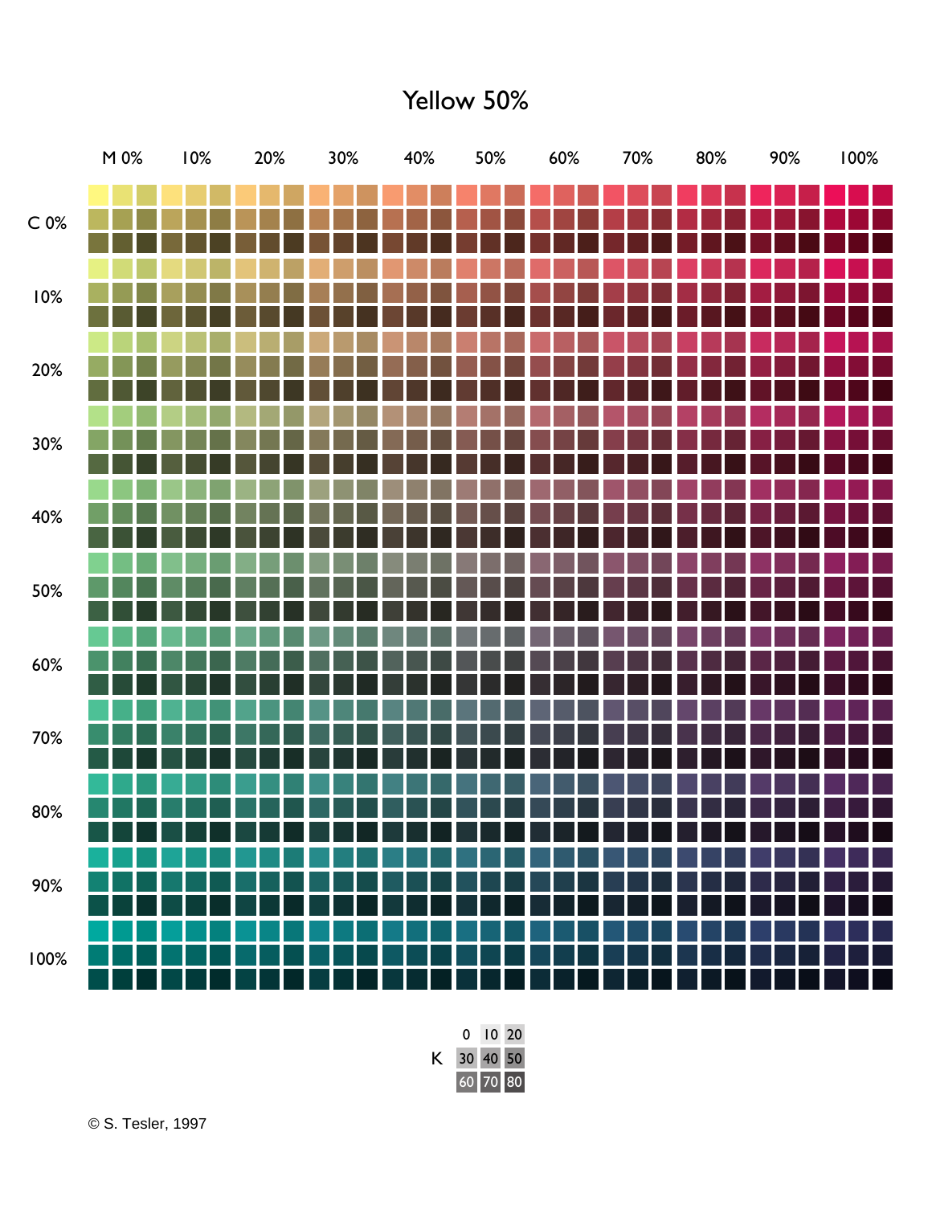# Yellow 50%

M 0% 10% 20% 30% 40% 50% 60% 70% 80% 90% 100%

C 0%

10%

20%

30%

40%

50%

60%

70%

80%

90%

100%

| | | | |
|---|---|---|---|
| K | 0 | 10 | 20 |
| | 30 | 40 | 50 |
| | 60 | 70 | 80 |

© S. Tesler, 1997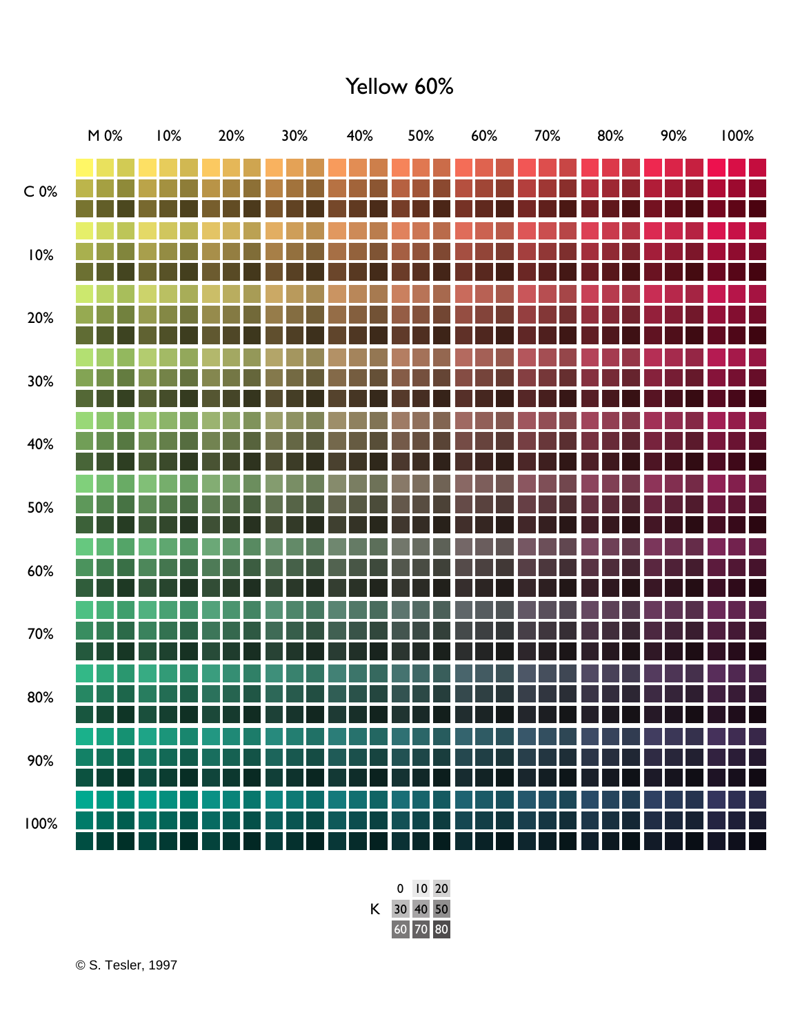# Yellow 60%

M 0% 10% 20% 30% 40% 50% 60% 70% 80% 90% 100%

C 0%

10%

20%

30%

40%

50%

60%

70%

80%

90%

100%

| | | | |
|---|---|---|---|
| K | 0 | 10 | 20 |
| | 30 | 40 | 50 |
| | 60 | 70 | 80 |

© S. Tesler, 1997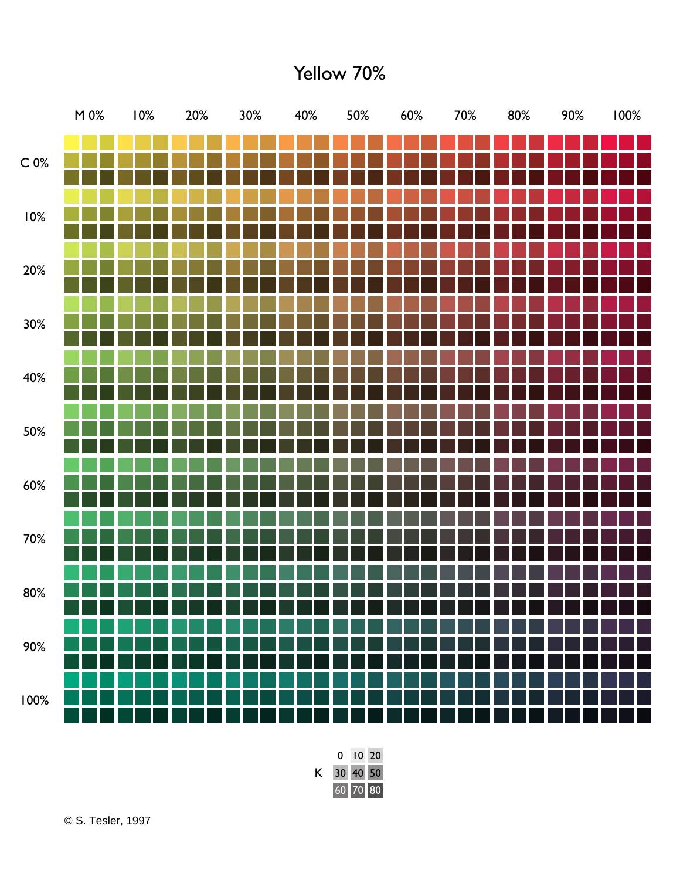# Yellow 70%

M 0% | 10% | 20% | 30% | 40% | 50% | 60% | 70% | 80% | 90% | 100%

C 0%

10%

20%

30%

40%

50%

60%

70%

80%

90%

100%

| | | | |
|---|---|---|---|
| K | 0 | 10 | 20 |
| | 30 | 40 | 50 |
| | 60 | 70 | 80 |

© S. Tesler, 1997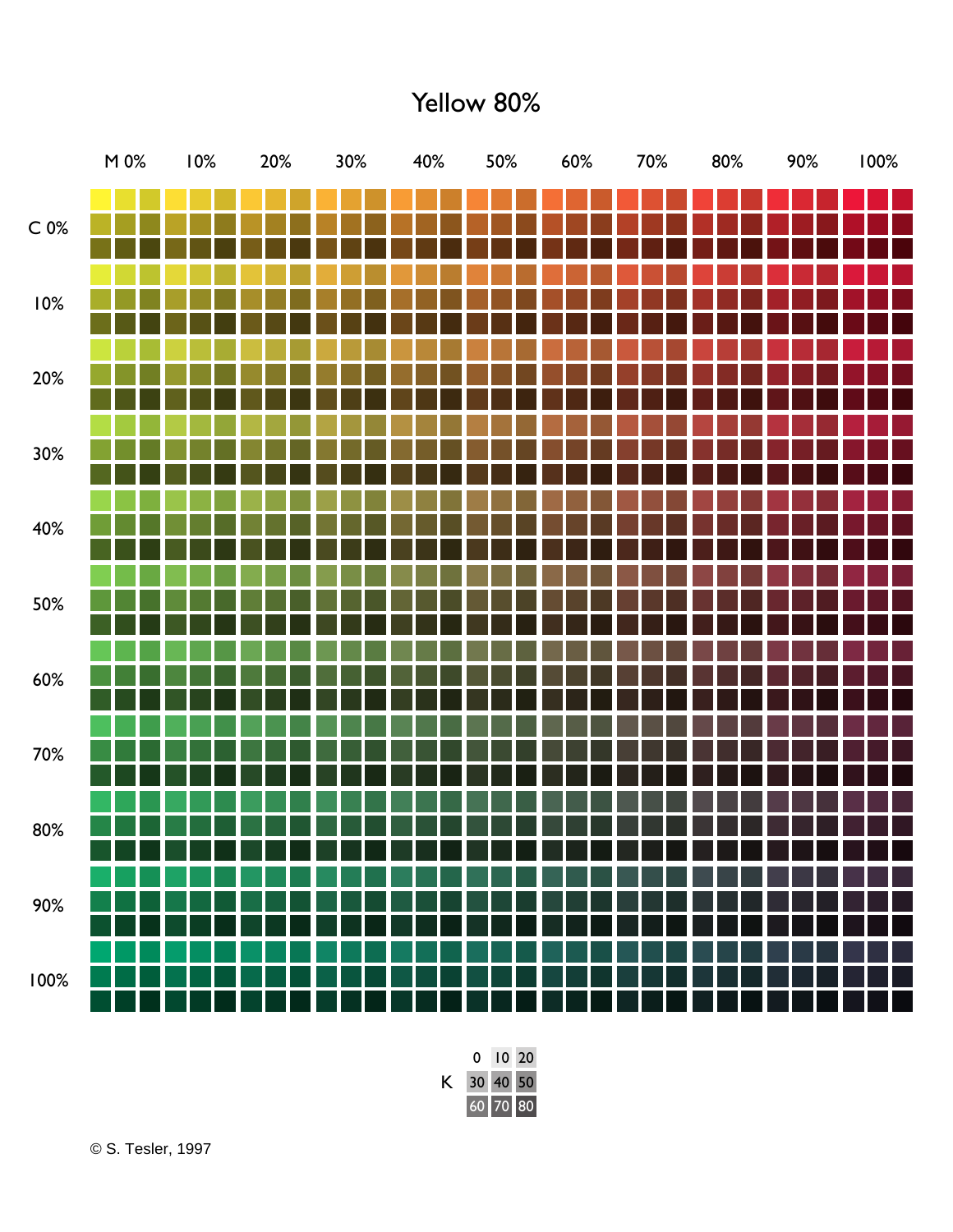# Yellow 80%

M 0% 10% 20% 30% 40% 50% 60% 70% 80% 90% 100%

C 0%

10%

20%

30%

40%

50%

60%

70%

80%

90%

100%

| | | | |
|---|---|---|---|
| K | 0 | 10 | 20 |
| | 30 | 40 | 50 |
| | 60 | 70 | 80 |

© S. Tesler, 1997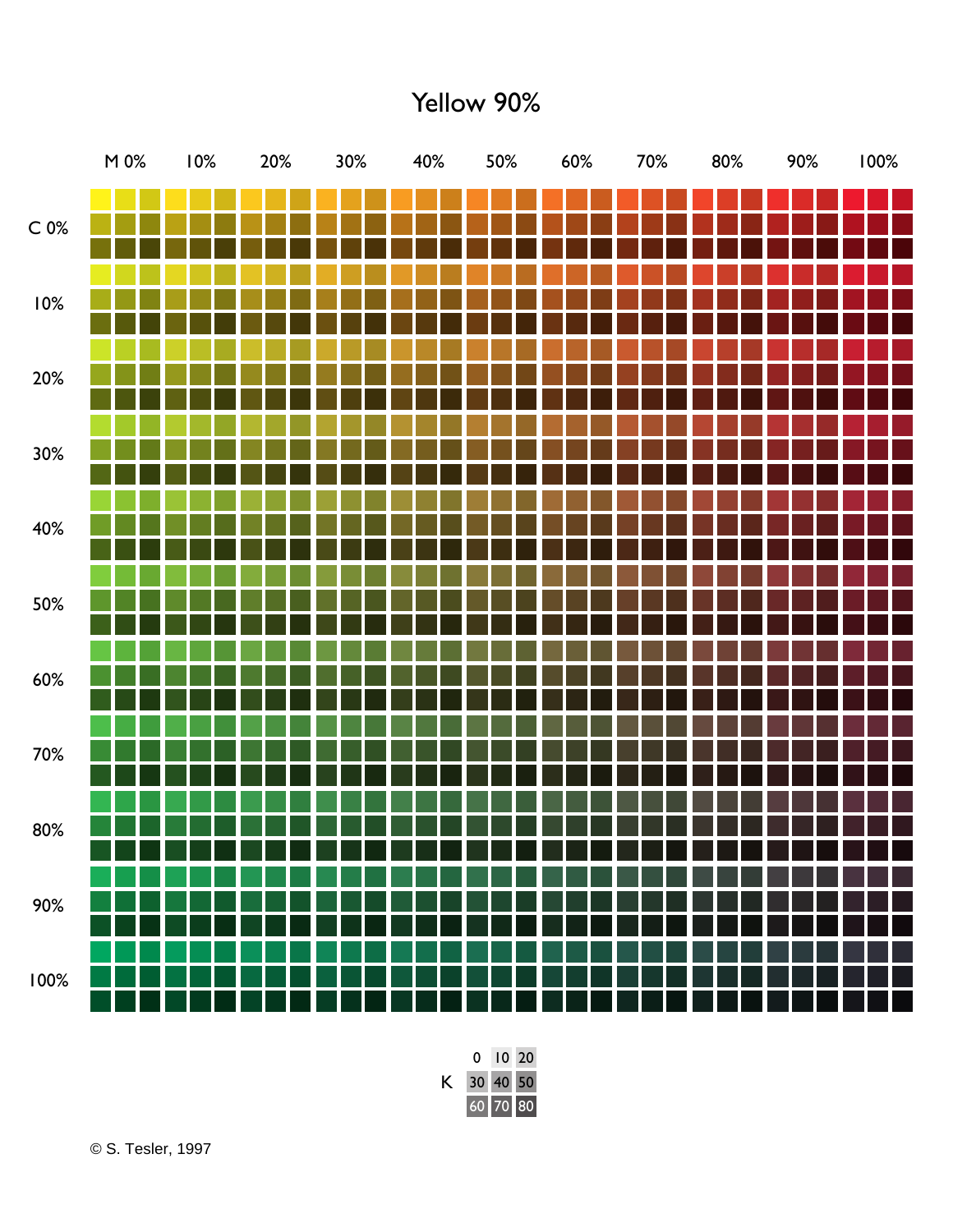# Yellow 90%

M 0% | 10% | 20% | 30% | 40% | 50% | 60% | 70% | 80% | 90% | 100%

C 0%
10%
20%
30%
40%
50%
60%
70%
80%
90%
100%

K

| 0 | 10 | 20 |
|---|---|---|
| 30 | 40 | 50 |
| 60 | 70 | 80 |

© S. Tesler, 1997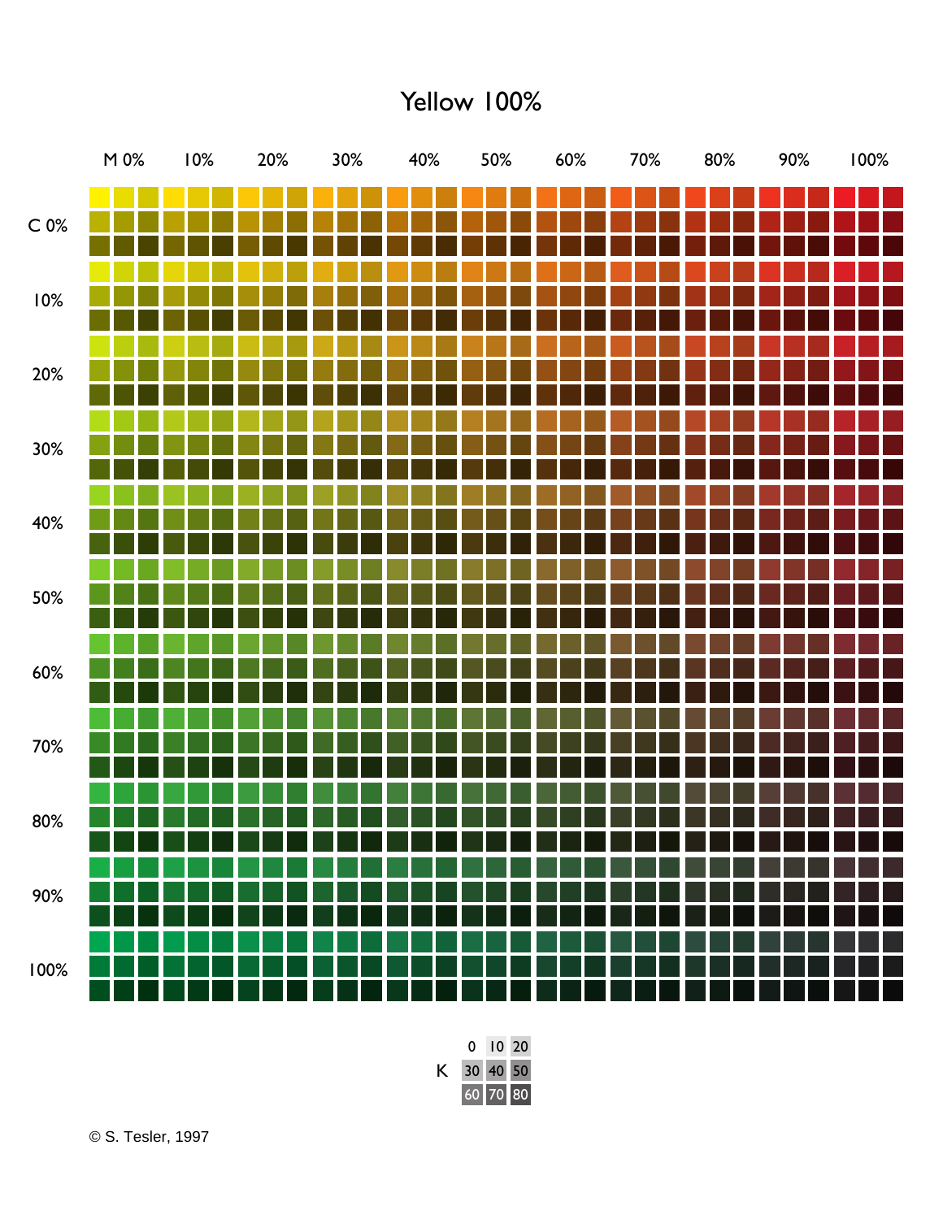# Yellow 100%

M 0% 10% 20% 30% 40% 50% 60% 70% 80% 90% 100%

C 0%

10%

20%

30%

40%

50%

60%

70%

80%

90%

100%

K

0 10 20

30 40 50

60 70 80

© S. Tesler, 1997